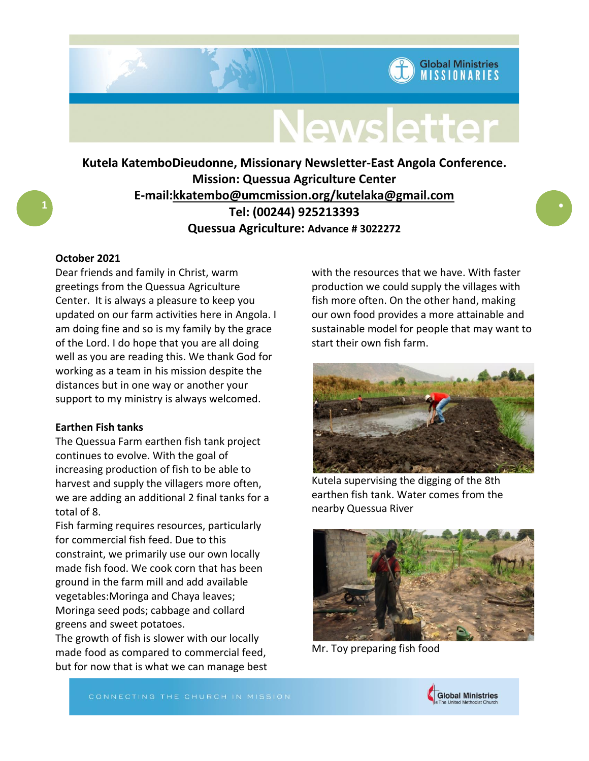# Newsletter

**Kutela KatemboDieudonne, Missionary Newsletter-East Angola Conference.**
**Mission: Quessua Agriculture Center**
**E-mail:kkatembo@umcmission.org/kutelaka@gmail.com**
**Tel: (00244) 925213393**
**Quessua Agriculture: Advance # 3022272**

**October 2021**

Dear friends and family in Christ, warm greetings from the Quessua Agriculture Center. It is always a pleasure to keep you updated on our farm activities here in Angola. I am doing fine and so is my family by the grace of the Lord. I do hope that you are all doing well as you are reading this. We thank God for working as a team in his mission despite the distances but in one way or another your support to my ministry is always welcomed.

**Earthen Fish tanks**

The Quessua Farm earthen fish tank project continues to evolve. With the goal of increasing production of fish to be able to harvest and supply the villagers more often, we are adding an additional 2 final tanks for a total of 8.

Fish farming requires resources, particularly for commercial fish feed. Due to this constraint, we primarily use our own locally made fish food. We cook corn that has been ground in the farm mill and add available vegetables:Moringa and Chaya leaves; Moringa seed pods; cabbage and collard greens and sweet potatoes.

The growth of fish is slower with our locally made food as compared to commercial feed, but for now that is what we can manage best with the resources that we have. With faster production we could supply the villages with fish more often. On the other hand, making our own food provides a more attainable and sustainable model for people that may want to start their own fish farm.

Kutela supervising the digging of the 8th earthen fish tank. Water comes from the nearby Quessua River

Mr. Toy preparing fish food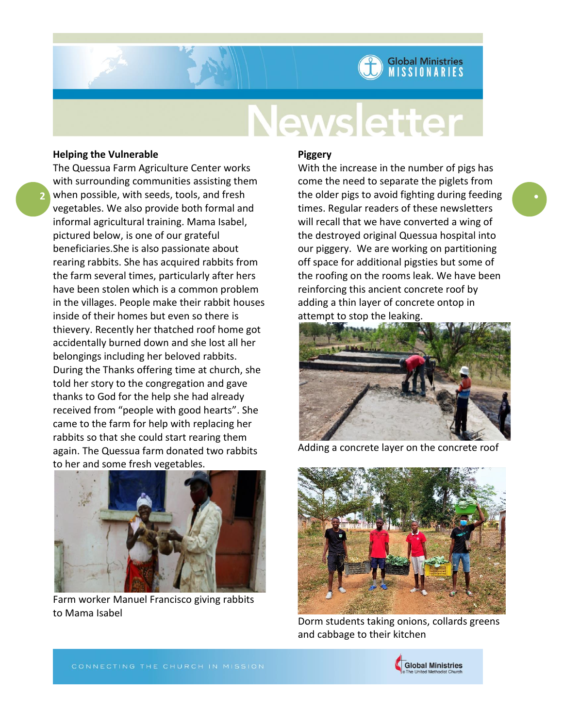## Helping the Vulnerable

The Quessua Farm Agriculture Center works with surrounding communities assisting them when possible, with seeds, tools, and fresh vegetables. We also provide both formal and informal agricultural training. Mama Isabel, pictured below, is one of our grateful beneficiaries.She is also passionate about rearing rabbits. She has acquired rabbits from the farm several times, particularly after hers have been stolen which is a common problem in the villages. People make their rabbit houses inside of their homes but even so there is thievery. Recently her thatched roof home got accidentally burned down and she lost all her belongings including her beloved rabbits. During the Thanks offering time at church, she told her story to the congregation and gave thanks to God for the help she had already received from "people with good hearts". She came to the farm for help with replacing her rabbits so that she could start rearing them again. The Quessua farm donated two rabbits to her and some fresh vegetables.

Farm worker Manuel Francisco giving rabbits to Mama Isabel

## Piggery

With the increase in the number of pigs has come the need to separate the piglets from the older pigs to avoid fighting during feeding times. Regular readers of these newsletters will recall that we have converted a wing of the destroyed original Quessua hospital into our piggery. We are working on partitioning off space for additional pigsties but some of the roofing on the rooms leak. We have been reinforcing this ancient concrete roof by adding a thin layer of concrete ontop in attempt to stop the leaking.

Adding a concrete layer on the concrete roof

Dorm students taking onions, collards greens and cabbage to their kitchen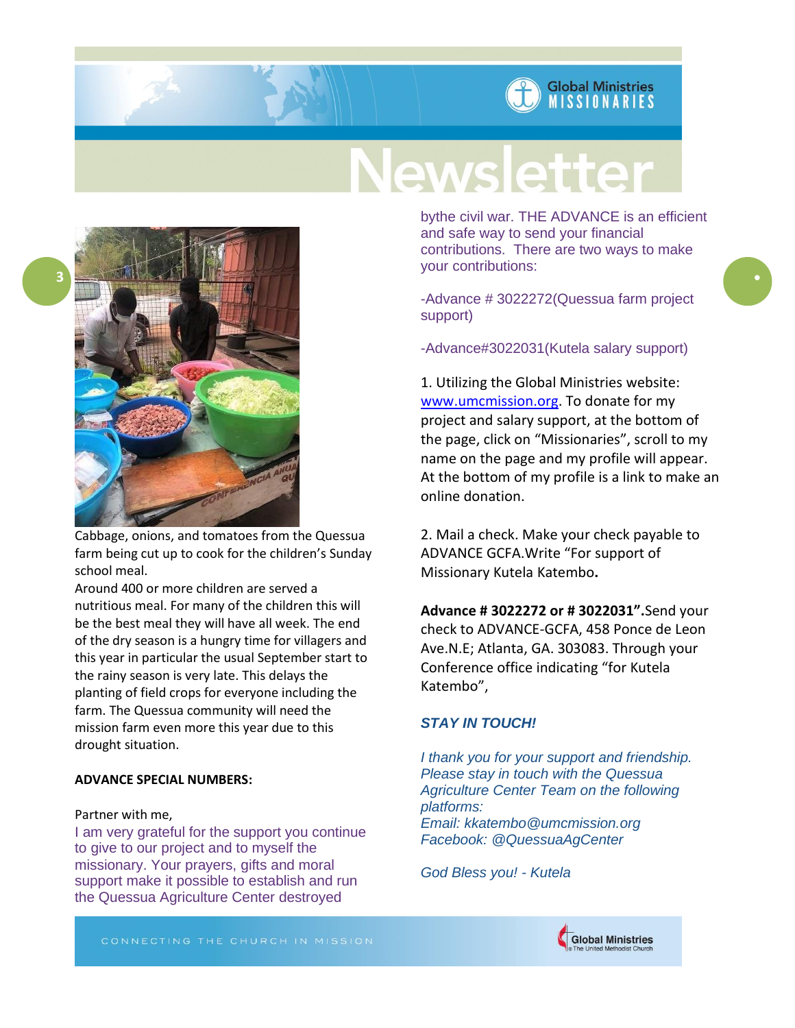Cabbage, onions, and tomatoes from the Quessua farm being cut up to cook for the children's Sunday school meal.

Around 400 or more children are served a nutritious meal. For many of the children this will be the best meal they will have all week. The end of the dry season is a hungry time for villagers and this year in particular the usual September start to the rainy season is very late. This delays the planting of field crops for everyone including the farm. The Quessua community will need the mission farm even more this year due to this drought situation.

**ADVANCE SPECIAL NUMBERS:**

Partner with me,

I am very grateful for the support you continue to give to our project and to myself the missionary. Your prayers, gifts and moral support make it possible to establish and run the Quessua Agriculture Center destroyed bythe civil war. THE ADVANCE is an efficient and safe way to send your financial contributions. There are two ways to make your contributions:

-Advance # 3022272(Quessua farm project support)

-Advance#3022031(Kutela salary support)

1. Utilizing the Global Ministries website: www.umcmission.org. To donate for my project and salary support, at the bottom of the page, click on "Missionaries", scroll to my name on the page and my profile will appear. At the bottom of my profile is a link to make an online donation.

2. Mail a check. Make your check payable to ADVANCE GCFA.Write "For support of Missionary Kutela Katembo**.**

**Advance # 3022272 or # 3022031".**Send your check to ADVANCE-GCFA, 458 Ponce de Leon Ave.N.E; Atlanta, GA. 303083. Through your Conference office indicating "for Kutela Katembo",

***STAY IN TOUCH!***

*I thank you for your support and friendship. Please stay in touch with the Quessua Agriculture Center Team on the following platforms:*
*Email: kkatembo@umcmission.org*
*Facebook: @QuessuaAgCenter*

*God Bless you! - Kutela*